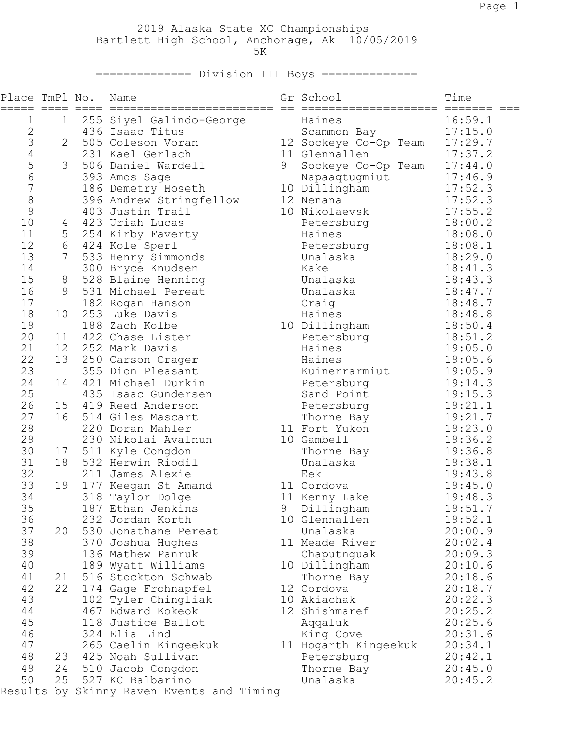# 2019 Alaska State XC Championships

Bartlett High School, Anchorage, Ak 10/05/2019

5K

## Division III Boys

| Place | TmPl | No. | Name | Gr | School | Time |
|---|---|---|---|---|---|---|
| 1 | 1 | 255 | Siyel Galindo-George | | Haines | 16:59.1 |
| 2 | | 436 | Isaac Titus | | Scammon Bay | 17:15.0 |
| 3 | 2 | 505 | Coleson Voran | 12 | Sockeye Co-Op Team | 17:29.7 |
| 4 | | 231 | Kael Gerlach | 11 | Glennallen | 17:37.2 |
| 5 | 3 | 506 | Daniel Wardell | 9 | Sockeye Co-Op Team | 17:44.0 |
| 6 | | 393 | Amos Sage | | Napaaqtugmiut | 17:46.9 |
| 7 | | 186 | Demetry Hoseth | 10 | Dillingham | 17:52.3 |
| 8 | | 396 | Andrew Stringfellow | 12 | Nenana | 17:52.3 |
| 9 | | 403 | Justin Trail | 10 | Nikolaevsk | 17:55.2 |
| 10 | 4 | 423 | Uriah Lucas | | Petersburg | 18:00.2 |
| 11 | 5 | 254 | Kirby Faverty | | Haines | 18:08.0 |
| 12 | 6 | 424 | Kole Sperl | | Petersburg | 18:08.1 |
| 13 | 7 | 533 | Henry Simmonds | | Unalaska | 18:29.0 |
| 14 | | 300 | Bryce Knudsen | | Kake | 18:41.3 |
| 15 | 8 | 528 | Blaine Henning | | Unalaska | 18:43.3 |
| 16 | 9 | 531 | Michael Pereat | | Unalaska | 18:47.7 |
| 17 | | 182 | Rogan Hanson | | Craig | 18:48.7 |
| 18 | 10 | 253 | Luke Davis | | Haines | 18:48.8 |
| 19 | | 188 | Zach Kolbe | 10 | Dillingham | 18:50.4 |
| 20 | 11 | 422 | Chase Lister | | Petersburg | 18:51.2 |
| 21 | 12 | 252 | Mark Davis | | Haines | 19:05.0 |
| 22 | 13 | 250 | Carson Crager | | Haines | 19:05.6 |
| 23 | | 355 | Dion Pleasant | | Kuinerrarmiut | 19:05.9 |
| 24 | 14 | 421 | Michael Durkin | | Petersburg | 19:14.3 |
| 25 | | 435 | Isaac Gundersen | | Sand Point | 19:15.3 |
| 26 | 15 | 419 | Reed Anderson | | Petersburg | 19:21.1 |
| 27 | 16 | 514 | Giles Mascart | | Thorne Bay | 19:21.7 |
| 28 | | 220 | Doran Mahler | 11 | Fort Yukon | 19:23.0 |
| 29 | | 230 | Nikolai Avalnun | 10 | Gambell | 19:36.2 |
| 30 | 17 | 511 | Kyle Congdon | | Thorne Bay | 19:36.8 |
| 31 | 18 | 532 | Herwin Riodil | | Unalaska | 19:38.1 |
| 32 | | 211 | James Alexie | | Eek | 19:43.8 |
| 33 | 19 | 177 | Keegan St Amand | 11 | Cordova | 19:45.0 |
| 34 | | 318 | Taylor Dolge | 11 | Kenny Lake | 19:48.3 |
| 35 | | 187 | Ethan Jenkins | 9 | Dillingham | 19:51.7 |
| 36 | | 232 | Jordan Korth | 10 | Glennallen | 19:52.1 |
| 37 | 20 | 530 | Jonathane Pereat | | Unalaska | 20:00.9 |
| 38 | | 370 | Joshua Hughes | 11 | Meade River | 20:02.4 |
| 39 | | 136 | Mathew Panruk | | Chaputnguak | 20:09.3 |
| 40 | | 189 | Wyatt Williams | 10 | Dillingham | 20:10.6 |
| 41 | 21 | 516 | Stockton Schwab | | Thorne Bay | 20:18.6 |
| 42 | 22 | 174 | Gage Frohnapfel | 12 | Cordova | 20:18.7 |
| 43 | | 102 | Tyler Chingliak | 10 | Akiachak | 20:22.3 |
| 44 | | 467 | Edward Kokeok | 12 | Shishmaref | 20:25.2 |
| 45 | | 118 | Justice Ballot | | Aqqaluk | 20:25.6 |
| 46 | | 324 | Elia Lind | | King Cove | 20:31.6 |
| 47 | | 265 | Caelin Kingeekuk | 11 | Hogarth Kingeekuk | 20:34.1 |
| 48 | 23 | 425 | Noah Sullivan | | Petersburg | 20:42.1 |
| 49 | 24 | 510 | Jacob Congdon | | Thorne Bay | 20:45.0 |
| 50 | 25 | 527 | KC Balbarino | | Unalaska | 20:45.2 |

Results by Skinny Raven Events and Timing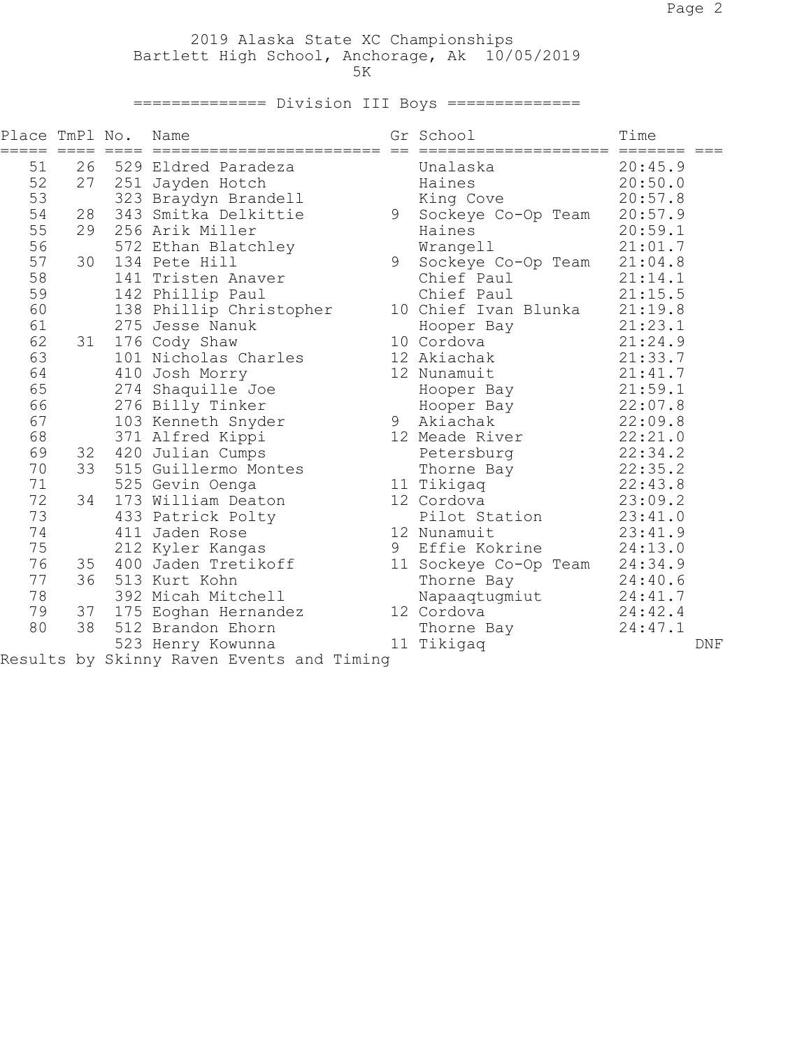2019 Alaska State XC Championships
Bartlett High School, Anchorage, Ak 10/05/2019
5K

## Division III Boys

| Place | TmPl | No. | Name | Gr | School | Time | |
|---|---|---|---|---|---|---|---|
| 51 | 26 | 529 | Eldred Paradeza | | Unalaska | 20:45.9 | |
| 52 | 27 | 251 | Jayden Hotch | | Haines | 20:50.0 | |
| 53 | | 323 | Braydyn Brandell | | King Cove | 20:57.8 | |
| 54 | 28 | 343 | Smitka Delkittie | 9 | Sockeye Co-Op Team | 20:57.9 | |
| 55 | 29 | 256 | Arik Miller | | Haines | 20:59.1 | |
| 56 | | 572 | Ethan Blatchley | | Wrangell | 21:01.7 | |
| 57 | 30 | 134 | Pete Hill | 9 | Sockeye Co-Op Team | 21:04.8 | |
| 58 | | 141 | Tristen Anaver | | Chief Paul | 21:14.1 | |
| 59 | | 142 | Phillip Paul | | Chief Paul | 21:15.5 | |
| 60 | | 138 | Phillip Christopher | 10 | Chief Ivan Blunka | 21:19.8 | |
| 61 | | 275 | Jesse Nanuk | | Hooper Bay | 21:23.1 | |
| 62 | 31 | 176 | Cody Shaw | 10 | Cordova | 21:24.9 | |
| 63 | | 101 | Nicholas Charles | 12 | Akiachak | 21:33.7 | |
| 64 | | 410 | Josh Morry | 12 | Nunamuit | 21:41.7 | |
| 65 | | 274 | Shaquille Joe | | Hooper Bay | 21:59.1 | |
| 66 | | 276 | Billy Tinker | | Hooper Bay | 22:07.8 | |
| 67 | | 103 | Kenneth Snyder | 9 | Akiachak | 22:09.8 | |
| 68 | | 371 | Alfred Kippi | 12 | Meade River | 22:21.0 | |
| 69 | 32 | 420 | Julian Cumps | | Petersburg | 22:34.2 | |
| 70 | 33 | 515 | Guillermo Montes | | Thorne Bay | 22:35.2 | |
| 71 | | 525 | Gevin Oenga | 11 | Tikigaq | 22:43.8 | |
| 72 | 34 | 173 | William Deaton | 12 | Cordova | 23:09.2 | |
| 73 | | 433 | Patrick Polty | | Pilot Station | 23:41.0 | |
| 74 | | 411 | Jaden Rose | 12 | Nunamuit | 23:41.9 | |
| 75 | | 212 | Kyler Kangas | 9 | Effie Kokrine | 24:13.0 | |
| 76 | 35 | 400 | Jaden Tretikoff | 11 | Sockeye Co-Op Team | 24:34.9 | |
| 77 | 36 | 513 | Kurt Kohn | | Thorne Bay | 24:40.6 | |
| 78 | | 392 | Micah Mitchell | | Napaaqtugmiut | 24:41.7 | |
| 79 | 37 | 175 | Eoghan Hernandez | 12 | Cordova | 24:42.4 | |
| 80 | 38 | 512 | Brandon Ehorn | | Thorne Bay | 24:47.1 | |
| | | 523 | Henry Kowunna | 11 | Tikigaq | | DNF |

Results by Skinny Raven Events and Timing